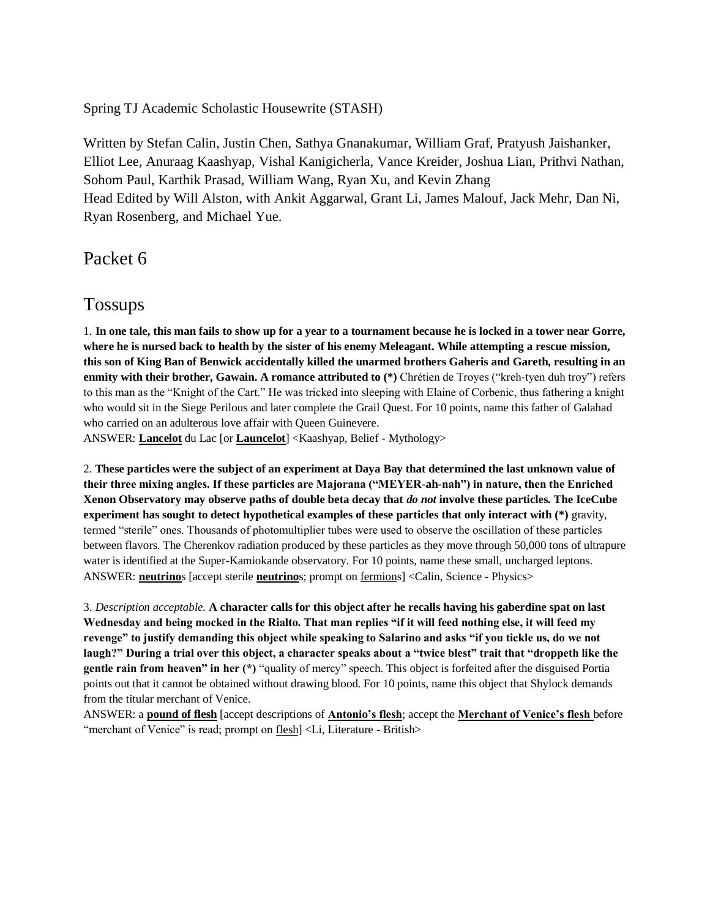Spring TJ Academic Scholastic Housewrite (STASH)

Written by Stefan Calin, Justin Chen, Sathya Gnanakumar, William Graf, Pratyush Jaishanker, Elliot Lee, Anuraag Kaashyap, Vishal Kanigicherla, Vance Kreider, Joshua Lian, Prithvi Nathan, Sohom Paul, Karthik Prasad, William Wang, Ryan Xu, and Kevin Zhang
Head Edited by Will Alston, with Ankit Aggarwal, Grant Li, James Malouf, Jack Mehr, Dan Ni, Ryan Rosenberg, and Michael Yue.

# Packet 6

## Tossups

1. **In one tale, this man fails to show up for a year to a tournament because he is locked in a tower near Gorre, where he is nursed back to health by the sister of his enemy Meleagant. While attempting a rescue mission, this son of King Ban of Benwick accidentally killed the unarmed brothers Gaheris and Gareth, resulting in an enmity with their brother, Gawain. A romance attributed to (*)** Chrétien de Troyes ("kreh-tyen duh troy") refers to this man as the "Knight of the Cart." He was tricked into sleeping with Elaine of Corbenic, thus fathering a knight who would sit in the Siege Perilous and later complete the Grail Quest. For 10 points, name this father of Galahad who carried on an adulterous love affair with Queen Guinevere.
ANSWER: **Lancelot** du Lac [or **Launcelot**] <Kaashyap, Belief - Mythology>

2. **These particles were the subject of an experiment at Daya Bay that determined the last unknown value of their three mixing angles. If these particles are Majorana ("MEYER-ah-nah") in nature, then the Enriched Xenon Observatory may observe paths of double beta decay that *do not* involve these particles. The IceCube experiment has sought to detect hypothetical examples of these particles that only interact with (*)** gravity, termed "sterile" ones. Thousands of photomultiplier tubes were used to observe the oscillation of these particles between flavors. The Cherenkov radiation produced by these particles as they move through 50,000 tons of ultrapure water is identified at the Super-Kamiokande observatory. For 10 points, name these small, uncharged leptons.
ANSWER: **neutrino**s [accept sterile **neutrino**s; prompt on fermions] <Calin, Science - Physics>

3. *Description acceptable.* **A character calls for this object after he recalls having his gaberdine spat on last Wednesday and being mocked in the Rialto. That man replies "if it will feed nothing else, it will feed my revenge" to justify demanding this object while speaking to Salarino and asks "if you tickle us, do we not laugh?" During a trial over this object, a character speaks about a "twice blest" trait that "droppeth like the gentle rain from heaven" in her (*)** "quality of mercy" speech. This object is forfeited after the disguised Portia points out that it cannot be obtained without drawing blood. For 10 points, name this object that Shylock demands from the titular merchant of Venice.
ANSWER: a **pound of flesh** [accept descriptions of **Antonio's flesh**; accept the **Merchant of Venice's flesh** before "merchant of Venice" is read; prompt on flesh] <Li, Literature - British>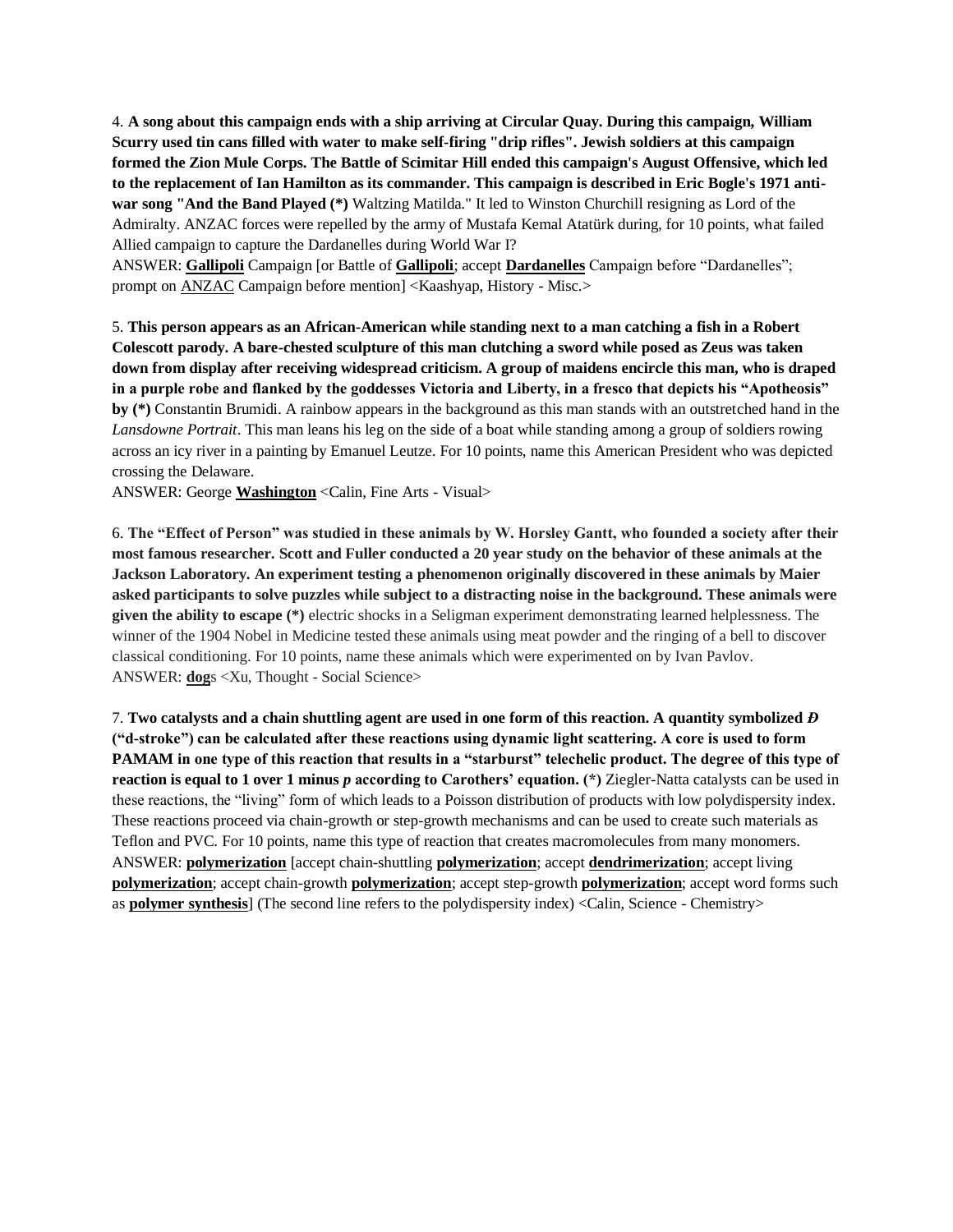4. **A song about this campaign ends with a ship arriving at Circular Quay. During this campaign, William Scurry used tin cans filled with water to make self-firing "drip rifles". Jewish soldiers at this campaign formed the Zion Mule Corps. The Battle of Scimitar Hill ended this campaign's August Offensive, which led to the replacement of Ian Hamilton as its commander. This campaign is described in Eric Bogle's 1971 anti-war song "And the Band Played (*)** Waltzing Matilda." It led to Winston Churchill resigning as Lord of the Admiralty. ANZAC forces were repelled by the army of Mustafa Kemal Atatürk during, for 10 points, what failed Allied campaign to capture the Dardanelles during World War I?
ANSWER: **Gallipoli** Campaign [or Battle of **Gallipoli**; accept **Dardanelles** Campaign before "Dardanelles"; prompt on ANZAC Campaign before mention] <Kaashyap, History - Misc.>

5. **This person appears as an African-American while standing next to a man catching a fish in a Robert Colescott parody. A bare-chested sculpture of this man clutching a sword while posed as Zeus was taken down from display after receiving widespread criticism. A group of maidens encircle this man, who is draped in a purple robe and flanked by the goddesses Victoria and Liberty, in a fresco that depicts his "Apotheosis" by (*)** Constantin Brumidi. A rainbow appears in the background as this man stands with an outstretched hand in the *Lansdowne Portrait*. This man leans his leg on the side of a boat while standing among a group of soldiers rowing across an icy river in a painting by Emanuel Leutze. For 10 points, name this American President who was depicted crossing the Delaware.
ANSWER: George **Washington** <Calin, Fine Arts - Visual>

6. **The "Effect of Person" was studied in these animals by W. Horsley Gantt, who founded a society after their most famous researcher. Scott and Fuller conducted a 20 year study on the behavior of these animals at the Jackson Laboratory. An experiment testing a phenomenon originally discovered in these animals by Maier asked participants to solve puzzles while subject to a distracting noise in the background. These animals were given the ability to escape (*)** electric shocks in a Seligman experiment demonstrating learned helplessness. The winner of the 1904 Nobel in Medicine tested these animals using meat powder and the ringing of a bell to discover classical conditioning. For 10 points, name these animals which were experimented on by Ivan Pavlov.
ANSWER: **dog**s <Xu, Thought - Social Science>

7. **Two catalysts and a chain shuttling agent are used in one form of this reaction. A quantity symbolized *Đ* ("d-stroke") can be calculated after these reactions using dynamic light scattering. A core is used to form PAMAM in one type of this reaction that results in a "starburst" telechelic product. The degree of this type of reaction is equal to 1 over 1 minus *p* according to Carothers' equation. (*)** Ziegler-Natta catalysts can be used in these reactions, the "living" form of which leads to a Poisson distribution of products with low polydispersity index. These reactions proceed via chain-growth or step-growth mechanisms and can be used to create such materials as Teflon and PVC. For 10 points, name this type of reaction that creates macromolecules from many monomers.
ANSWER: **polymerization** [accept chain-shuttling **polymerization**; accept **dendrimerization**; accept living **polymerization**; accept chain-growth **polymerization**; accept step-growth **polymerization**; accept word forms such as **polymer synthesis**] (The second line refers to the polydispersity index) <Calin, Science - Chemistry>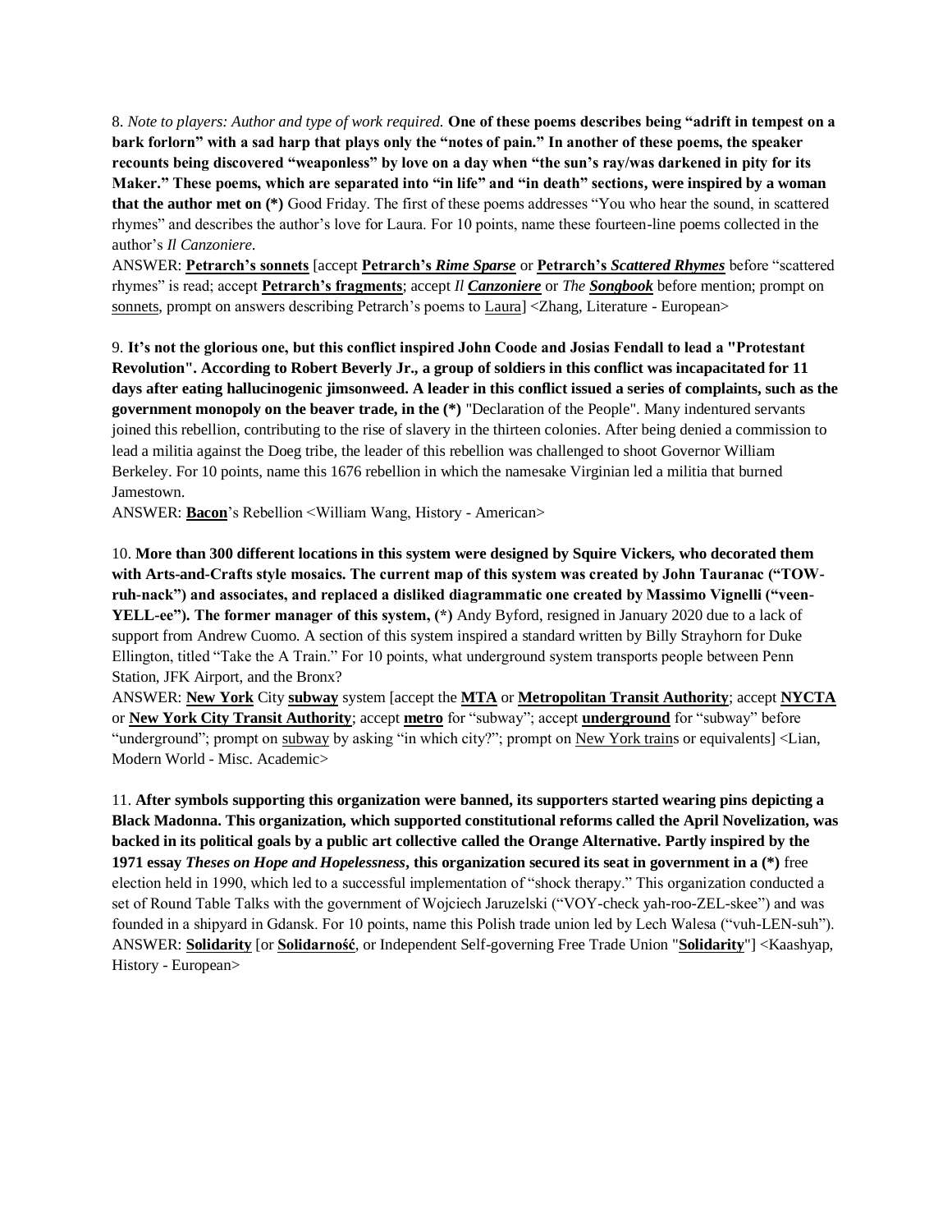8. *Note to players: Author and type of work required.* **One of these poems describes being "adrift in tempest on a bark forlorn" with a sad harp that plays only the "notes of pain." In another of these poems, the speaker recounts being discovered "weaponless" by love on a day when "the sun's ray/was darkened in pity for its Maker." These poems, which are separated into "in life" and "in death" sections, were inspired by a woman that the author met on (*)** Good Friday. The first of these poems addresses "You who hear the sound, in scattered rhymes" and describes the author's love for Laura. For 10 points, name these fourteen-line poems collected in the author's *Il Canzoniere*.

ANSWER: **Petrarch's sonnets** [accept **Petrarch's *Rime Sparse*** or **Petrarch's *Scattered Rhymes*** before "scattered rhymes" is read; accept **Petrarch's fragments**; accept *Il **Canzoniere*** or *The **Songbook*** before mention; prompt on sonnets, prompt on answers describing Petrarch's poems to Laura] <Zhang, Literature - European>

9. **It's not the glorious one, but this conflict inspired John Coode and Josias Fendall to lead a "Protestant Revolution". According to Robert Beverly Jr., a group of soldiers in this conflict was incapacitated for 11 days after eating hallucinogenic jimsonweed. A leader in this conflict issued a series of complaints, such as the government monopoly on the beaver trade, in the (*)** "Declaration of the People". Many indentured servants joined this rebellion, contributing to the rise of slavery in the thirteen colonies. After being denied a commission to lead a militia against the Doeg tribe, the leader of this rebellion was challenged to shoot Governor William Berkeley. For 10 points, name this 1676 rebellion in which the namesake Virginian led a militia that burned Jamestown.

ANSWER: **Bacon**'s Rebellion <William Wang, History - American>

10. **More than 300 different locations in this system were designed by Squire Vickers, who decorated them with Arts-and-Crafts style mosaics. The current map of this system was created by John Tauranac ("TOW-ruh-nack") and associates, and replaced a disliked diagrammatic one created by Massimo Vignelli ("veen-YELL-ee"). The former manager of this system, (*)** Andy Byford, resigned in January 2020 due to a lack of support from Andrew Cuomo. A section of this system inspired a standard written by Billy Strayhorn for Duke Ellington, titled "Take the A Train." For 10 points, what underground system transports people between Penn Station, JFK Airport, and the Bronx?

ANSWER: **New York** City **subway** system [accept the **MTA** or **Metropolitan Transit Authority**; accept **NYCTA** or **New York City Transit Authority**; accept **metro** for "subway"; accept **underground** for "subway" before "underground"; prompt on subway by asking "in which city?"; prompt on New York trains or equivalents] <Lian, Modern World - Misc. Academic>

11. **After symbols supporting this organization were banned, its supporters started wearing pins depicting a Black Madonna. This organization, which supported constitutional reforms called the April Novelization, was backed in its political goals by a public art collective called the Orange Alternative. Partly inspired by the 1971 essay *Theses on Hope and Hopelessness*, this organization secured its seat in government in a (*)** free election held in 1990, which led to a successful implementation of "shock therapy." This organization conducted a set of Round Table Talks with the government of Wojciech Jaruzelski ("VOY-check yah-roo-ZEL-skee") and was founded in a shipyard in Gdansk. For 10 points, name this Polish trade union led by Lech Walesa ("vuh-LEN-suh").

ANSWER: **Solidarity** [or **Solidarność**, or Independent Self-governing Free Trade Union "**Solidarity**"] <Kaashyap, History - European>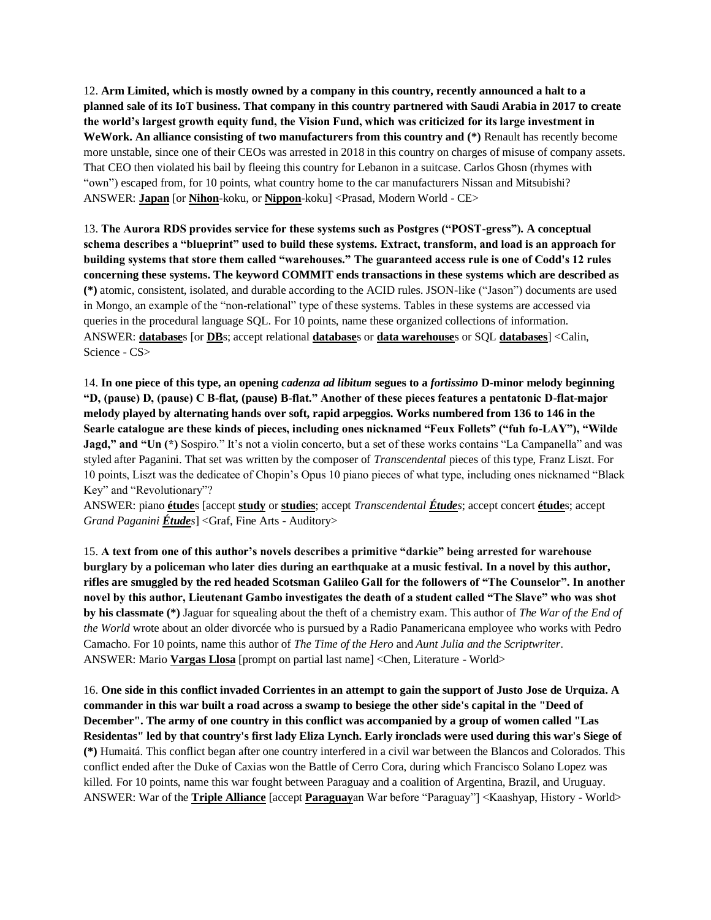12. **Arm Limited, which is mostly owned by a company in this country, recently announced a halt to a planned sale of its IoT business. That company in this country partnered with Saudi Arabia in 2017 to create the world's largest growth equity fund, the Vision Fund, which was criticized for its large investment in WeWork. An alliance consisting of two manufacturers from this country and (*)** Renault has recently become more unstable, since one of their CEOs was arrested in 2018 in this country on charges of misuse of company assets. That CEO then violated his bail by fleeing this country for Lebanon in a suitcase. Carlos Ghosn (rhymes with "own") escaped from, for 10 points, what country home to the car manufacturers Nissan and Mitsubishi?
ANSWER: **Japan** [or **Nihon**-koku, or **Nippon**-koku] <Prasad, Modern World - CE>

13. **The Aurora RDS provides service for these systems such as Postgres ("POST-gress"). A conceptual schema describes a "blueprint" used to build these systems. Extract, transform, and load is an approach for building systems that store them called "warehouses." The guaranteed access rule is one of Codd's 12 rules concerning these systems. The keyword COMMIT ends transactions in these systems which are described as (*)** atomic, consistent, isolated, and durable according to the ACID rules. JSON-like ("Jason") documents are used in Mongo, an example of the "non-relational" type of these systems. Tables in these systems are accessed via queries in the procedural language SQL. For 10 points, name these organized collections of information.
ANSWER: **database**s [or **DB**s; accept relational **database**s or **data warehouse**s or SQL **databases**] <Calin, Science - CS>

14. **In one piece of this type, an opening *cadenza ad libitum* segues to a *fortissimo* D-minor melody beginning "D, (pause) D, (pause) C B-flat, (pause) B-flat." Another of these pieces features a pentatonic D-flat-major melody played by alternating hands over soft, rapid arpeggios. Works numbered from 136 to 146 in the Searle catalogue are these kinds of pieces, including ones nicknamed "Feux Follets" ("fuh fo-LAY"), "Wilde Jagd," and "Un (*)** Sospiro." It's not a violin concerto, but a set of these works contains "La Campanella" and was styled after Paganini. That set was written by the composer of *Transcendental* pieces of this type, Franz Liszt. For 10 points, Liszt was the dedicatee of Chopin's Opus 10 piano pieces of what type, including ones nicknamed "Black Key" and "Revolutionary"?
ANSWER: piano **étude**s [accept **study** or **studies**; accept *Transcendental **Étude**s*; accept concert **étude**s; accept *Grand Paganini **Étude**s*] <Graf, Fine Arts - Auditory>

15. **A text from one of this author's novels describes a primitive "darkie" being arrested for warehouse burglary by a policeman who later dies during an earthquake at a music festival. In a novel by this author, rifles are smuggled by the red headed Scotsman Galileo Gall for the followers of "The Counselor". In another novel by this author, Lieutenant Gambo investigates the death of a student called "The Slave" who was shot by his classmate (*)** Jaguar for squealing about the theft of a chemistry exam. This author of *The War of the End of the World* wrote about an older divorcée who is pursued by a Radio Panamericana employee who works with Pedro Camacho. For 10 points, name this author of *The Time of the Hero* and *Aunt Julia and the Scriptwriter*.
ANSWER: Mario **Vargas Llosa** [prompt on partial last name] <Chen, Literature - World>

16. **One side in this conflict invaded Corrientes in an attempt to gain the support of Justo Jose de Urquiza. A commander in this war built a road across a swamp to besiege the other side's capital in the "Deed of December". The army of one country in this conflict was accompanied by a group of women called "Las Residentas" led by that country's first lady Eliza Lynch. Early ironclads were used during this war's Siege of (*)** Humaitá. This conflict began after one country interfered in a civil war between the Blancos and Colorados. This conflict ended after the Duke of Caxias won the Battle of Cerro Cora, during which Francisco Solano Lopez was killed. For 10 points, name this war fought between Paraguay and a coalition of Argentina, Brazil, and Uruguay.
ANSWER: War of the **Triple Alliance** [accept **Paraguay**an War before "Paraguay"] <Kaashyap, History - World>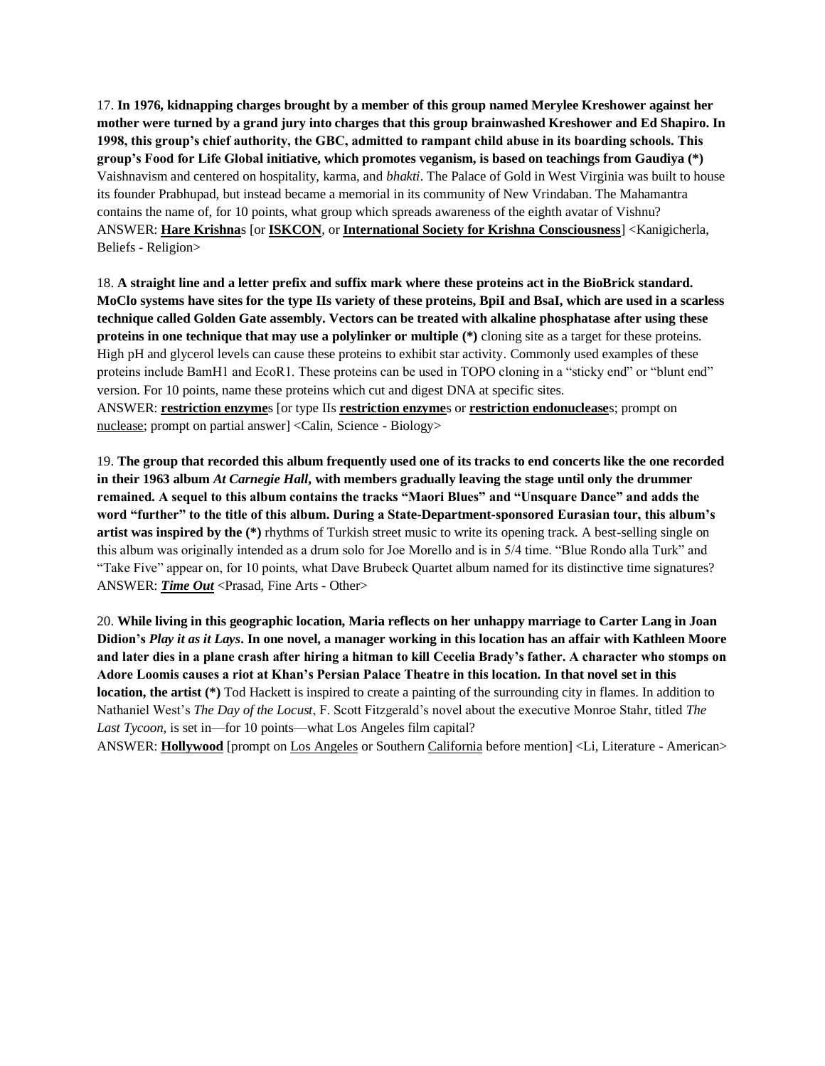17. **In 1976, kidnapping charges brought by a member of this group named Merylee Kreshower against her mother were turned by a grand jury into charges that this group brainwashed Kreshower and Ed Shapiro. In 1998, this group's chief authority, the GBC, admitted to rampant child abuse in its boarding schools. This group's Food for Life Global initiative, which promotes veganism, is based on teachings from Gaudiya (*)** Vaishnavism and centered on hospitality, karma, and *bhakti*. The Palace of Gold in West Virginia was built to house its founder Prabhupad, but instead became a memorial in its community of New Vrindaban. The Mahamantra contains the name of, for 10 points, what group which spreads awareness of the eighth avatar of Vishnu?
ANSWER: **Hare Krishna**s [or **ISKCON**, or **International Society for Krishna Consciousness**] <Kanigicherla, Beliefs - Religion>

18. **A straight line and a letter prefix and suffix mark where these proteins act in the BioBrick standard. MoClo systems have sites for the type IIs variety of these proteins, BpiI and BsaI, which are used in a scarless technique called Golden Gate assembly. Vectors can be treated with alkaline phosphatase after using these proteins in one technique that may use a polylinker or multiple (*)** cloning site as a target for these proteins. High pH and glycerol levels can cause these proteins to exhibit star activity. Commonly used examples of these proteins include BamH1 and EcoR1. These proteins can be used in TOPO cloning in a "sticky end" or "blunt end" version. For 10 points, name these proteins which cut and digest DNA at specific sites.
ANSWER: **restriction enzyme**s [or type IIs **restriction enzyme**s or **restriction endonuclease**s; prompt on nuclease; prompt on partial answer] <Calin, Science - Biology>

19. **The group that recorded this album frequently used one of its tracks to end concerts like the one recorded in their 1963 album *At Carnegie Hall*, with members gradually leaving the stage until only the drummer remained. A sequel to this album contains the tracks "Maori Blues" and "Unsquare Dance" and adds the word "further" to the title of this album. During a State-Department-sponsored Eurasian tour, this album's artist was inspired by the (*)** rhythms of Turkish street music to write its opening track. A best-selling single on this album was originally intended as a drum solo for Joe Morello and is in 5/4 time. "Blue Rondo alla Turk" and "Take Five" appear on, for 10 points, what Dave Brubeck Quartet album named for its distinctive time signatures?
ANSWER: ***Time Out*** <Prasad, Fine Arts - Other>

20. **While living in this geographic location, Maria reflects on her unhappy marriage to Carter Lang in Joan Didion's *Play it as it Lays*. In one novel, a manager working in this location has an affair with Kathleen Moore and later dies in a plane crash after hiring a hitman to kill Cecelia Brady's father. A character who stomps on Adore Loomis causes a riot at Khan's Persian Palace Theatre in this location. In that novel set in this location, the artist (*)** Tod Hackett is inspired to create a painting of the surrounding city in flames. In addition to Nathaniel West's *The Day of the Locust*, F. Scott Fitzgerald's novel about the executive Monroe Stahr, titled *The Last Tycoon,* is set in—for 10 points—what Los Angeles film capital?
ANSWER: **Hollywood** [prompt on Los Angeles or Southern California before mention] <Li, Literature - American>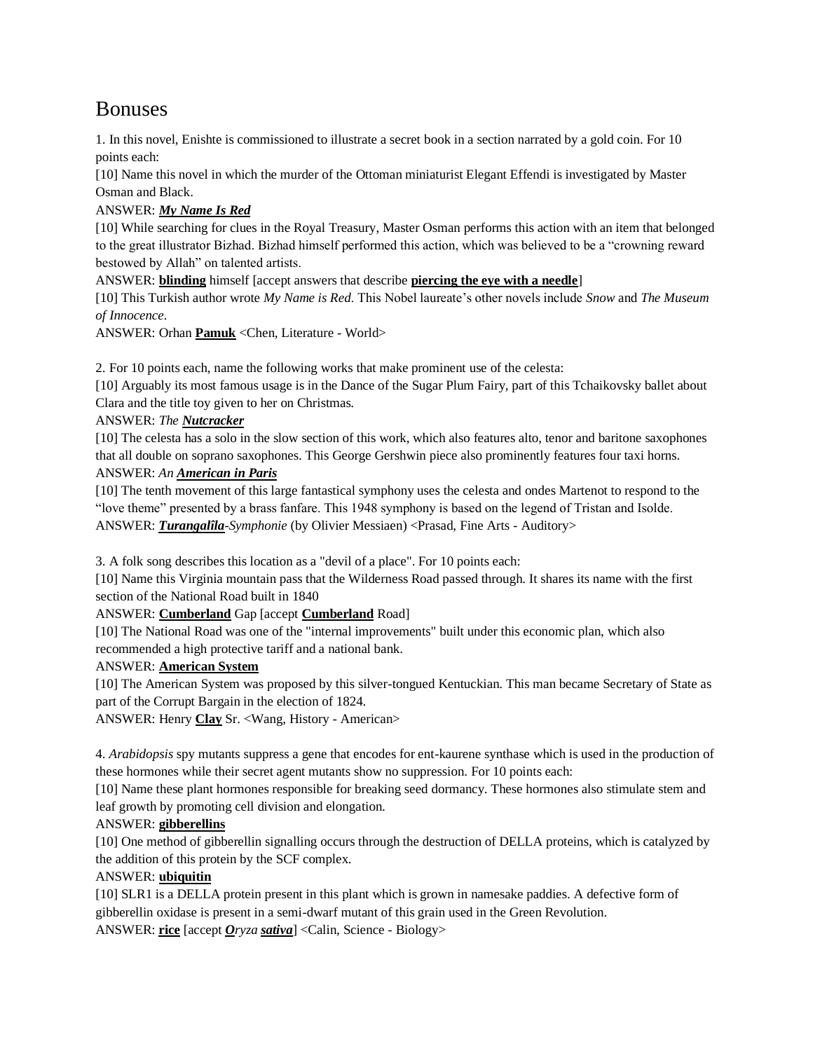# Bonuses

1. In this novel, Enishte is commissioned to illustrate a secret book in a section narrated by a gold coin. For 10 points each:

[10] Name this novel in which the murder of the Ottoman miniaturist Elegant Effendi is investigated by Master Osman and Black.

ANSWER: ***My Name Is Red***

[10] While searching for clues in the Royal Treasury, Master Osman performs this action with an item that belonged to the great illustrator Bizhad. Bizhad himself performed this action, which was believed to be a "crowning reward bestowed by Allah" on talented artists.

ANSWER: **blinding** himself [accept answers that describe **piercing the eye with a needle**]

[10] This Turkish author wrote *My Name is Red*. This Nobel laureate's other novels include *Snow* and *The Museum of Innocence*.

ANSWER: Orhan **Pamuk** <Chen, Literature - World>

2. For 10 points each, name the following works that make prominent use of the celesta:

[10] Arguably its most famous usage is in the Dance of the Sugar Plum Fairy, part of this Tchaikovsky ballet about Clara and the title toy given to her on Christmas.

ANSWER: *The* ***Nutcracker***

[10] The celesta has a solo in the slow section of this work, which also features alto, tenor and baritone saxophones that all double on soprano saxophones. This George Gershwin piece also prominently features four taxi horns.

ANSWER: *An* ***American in Paris***

[10] The tenth movement of this large fantastical symphony uses the celesta and ondes Martenot to respond to the "love theme" presented by a brass fanfare. This 1948 symphony is based on the legend of Tristan and Isolde.

ANSWER: ***Turangalîla****-Symphonie* (by Olivier Messiaen) <Prasad, Fine Arts - Auditory>

3. A folk song describes this location as a "devil of a place". For 10 points each:

[10] Name this Virginia mountain pass that the Wilderness Road passed through. It shares its name with the first section of the National Road built in 1840

ANSWER: **Cumberland** Gap [accept **Cumberland** Road]

[10] The National Road was one of the "internal improvements" built under this economic plan, which also recommended a high protective tariff and a national bank.

ANSWER: **American System**

[10] The American System was proposed by this silver-tongued Kentuckian. This man became Secretary of State as part of the Corrupt Bargain in the election of 1824.

ANSWER: Henry **Clay** Sr. <Wang, History - American>

4. *Arabidopsis* spy mutants suppress a gene that encodes for ent-kaurene synthase which is used in the production of these hormones while their secret agent mutants show no suppression. For 10 points each:

[10] Name these plant hormones responsible for breaking seed dormancy. These hormones also stimulate stem and leaf growth by promoting cell division and elongation.

ANSWER: **gibberellins**

[10] One method of gibberellin signalling occurs through the destruction of DELLA proteins, which is catalyzed by the addition of this protein by the SCF complex.

ANSWER: **ubiquitin**

[10] SLR1 is a DELLA protein present in this plant which is grown in namesake paddies. A defective form of gibberellin oxidase is present in a semi-dwarf mutant of this grain used in the Green Revolution.

ANSWER: **rice** [accept ***O****ryza* ***sativa***] <Calin, Science - Biology>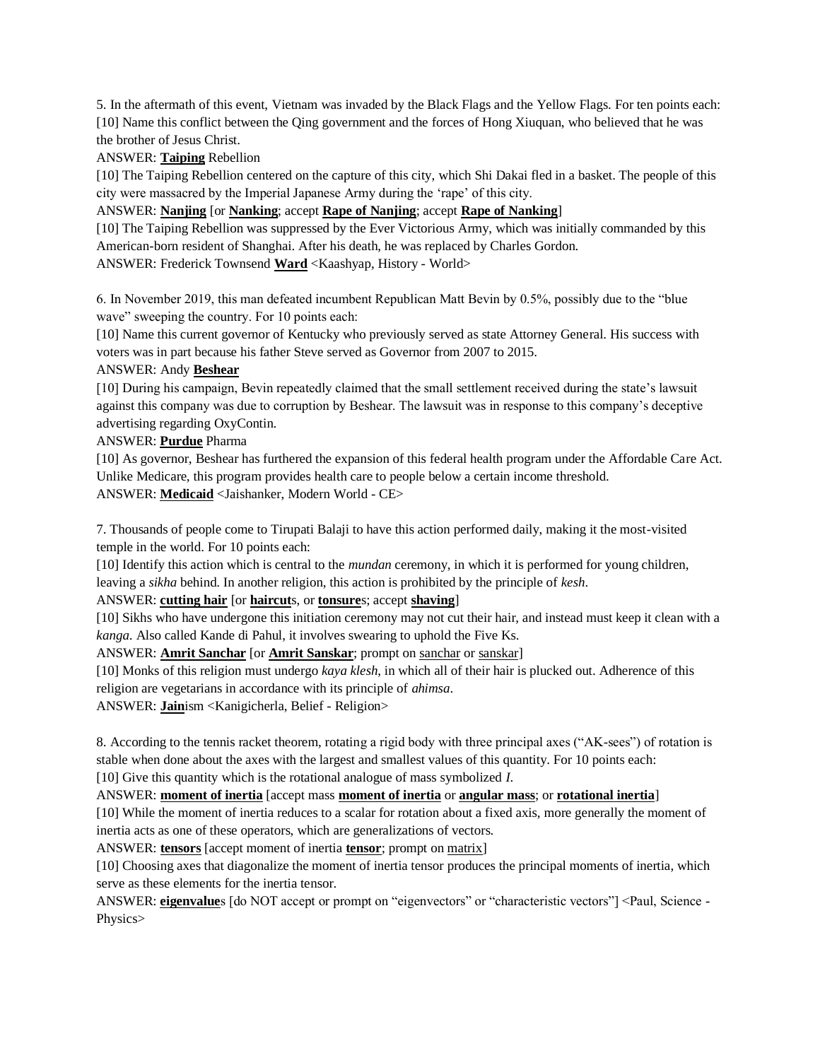5. In the aftermath of this event, Vietnam was invaded by the Black Flags and the Yellow Flags. For ten points each:
[10] Name this conflict between the Qing government and the forces of Hong Xiuquan, who believed that he was the brother of Jesus Christ.
ANSWER: **Taiping** Rebellion
[10] The Taiping Rebellion centered on the capture of this city, which Shi Dakai fled in a basket. The people of this city were massacred by the Imperial Japanese Army during the 'rape' of this city.
ANSWER: **Nanjing** [or **Nanking**; accept **Rape of Nanjing**; accept **Rape of Nanking**]
[10] The Taiping Rebellion was suppressed by the Ever Victorious Army, which was initially commanded by this American-born resident of Shanghai. After his death, he was replaced by Charles Gordon.
ANSWER: Frederick Townsend **Ward** <Kaashyap, History - World>

6. In November 2019, this man defeated incumbent Republican Matt Bevin by 0.5%, possibly due to the "blue wave" sweeping the country. For 10 points each:
[10] Name this current governor of Kentucky who previously served as state Attorney General. His success with voters was in part because his father Steve served as Governor from 2007 to 2015.
ANSWER: Andy **Beshear**
[10] During his campaign, Bevin repeatedly claimed that the small settlement received during the state's lawsuit against this company was due to corruption by Beshear. The lawsuit was in response to this company's deceptive advertising regarding OxyContin.
ANSWER: **Purdue** Pharma
[10] As governor, Beshear has furthered the expansion of this federal health program under the Affordable Care Act. Unlike Medicare, this program provides health care to people below a certain income threshold.
ANSWER: **Medicaid** <Jaishanker, Modern World - CE>

7. Thousands of people come to Tirupati Balaji to have this action performed daily, making it the most-visited temple in the world. For 10 points each:
[10] Identify this action which is central to the *mundan* ceremony, in which it is performed for young children, leaving a *sikha* behind. In another religion, this action is prohibited by the principle of *kesh*.
ANSWER: **cutting hair** [or **haircut**s, or **tonsure**s; accept **shaving**]
[10] Sikhs who have undergone this initiation ceremony may not cut their hair, and instead must keep it clean with a *kanga*. Also called Kande di Pahul, it involves swearing to uphold the Five Ks.
ANSWER: **Amrit Sanchar** [or **Amrit Sanskar**; prompt on sanchar or sanskar]
[10] Monks of this religion must undergo *kaya klesh*, in which all of their hair is plucked out. Adherence of this religion are vegetarians in accordance with its principle of *ahimsa*.
ANSWER: **Jain**ism <Kanigicherla, Belief - Religion>

8. According to the tennis racket theorem, rotating a rigid body with three principal axes ("AK-sees") of rotation is stable when done about the axes with the largest and smallest values of this quantity. For 10 points each:
[10] Give this quantity which is the rotational analogue of mass symbolized *I*.
ANSWER: **moment of inertia** [accept mass **moment of inertia** or **angular mass**; or **rotational inertia**]
[10] While the moment of inertia reduces to a scalar for rotation about a fixed axis, more generally the moment of inertia acts as one of these operators, which are generalizations of vectors.
ANSWER: **tensors** [accept moment of inertia **tensor**; prompt on matrix]
[10] Choosing axes that diagonalize the moment of inertia tensor produces the principal moments of inertia, which serve as these elements for the inertia tensor.
ANSWER: **eigenvalue**s [do NOT accept or prompt on "eigenvectors" or "characteristic vectors"] <Paul, Science - Physics>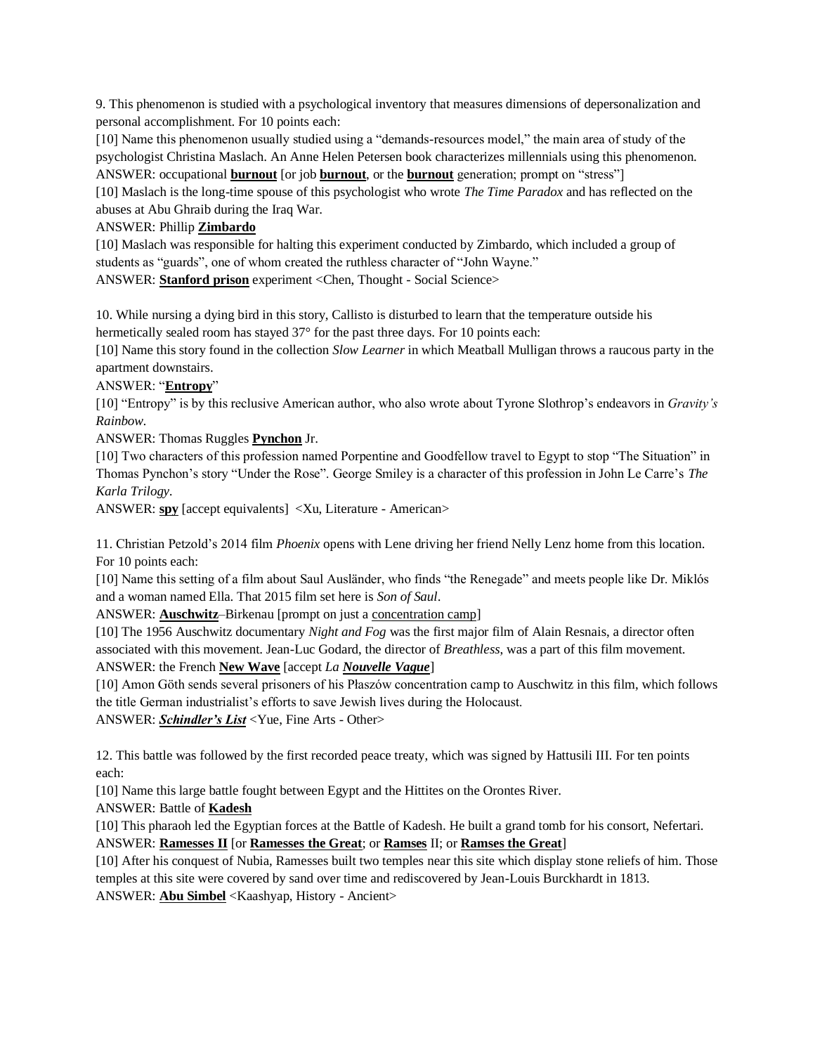9. This phenomenon is studied with a psychological inventory that measures dimensions of depersonalization and personal accomplishment. For 10 points each:

[10] Name this phenomenon usually studied using a "demands-resources model," the main area of study of the psychologist Christina Maslach. An Anne Helen Petersen book characterizes millennials using this phenomenon.

ANSWER: occupational **burnout** [or job **burnout**, or the **burnout** generation; prompt on "stress"]

[10] Maslach is the long-time spouse of this psychologist who wrote *The Time Paradox* and has reflected on the abuses at Abu Ghraib during the Iraq War.

ANSWER: Phillip **Zimbardo**

[10] Maslach was responsible for halting this experiment conducted by Zimbardo, which included a group of students as "guards", one of whom created the ruthless character of "John Wayne."

ANSWER: **Stanford prison** experiment <Chen, Thought - Social Science>

10. While nursing a dying bird in this story, Callisto is disturbed to learn that the temperature outside his hermetically sealed room has stayed 37° for the past three days. For 10 points each:

[10] Name this story found in the collection *Slow Learner* in which Meatball Mulligan throws a raucous party in the apartment downstairs.

ANSWER: "**Entropy**"

[10] "Entropy" is by this reclusive American author, who also wrote about Tyrone Slothrop's endeavors in *Gravity's Rainbow*.

ANSWER: Thomas Ruggles **Pynchon** Jr.

[10] Two characters of this profession named Porpentine and Goodfellow travel to Egypt to stop "The Situation" in Thomas Pynchon's story "Under the Rose". George Smiley is a character of this profession in John Le Carre's *The Karla Trilogy*.

ANSWER: **spy** [accept equivalents] <Xu, Literature - American>

11. Christian Petzold's 2014 film *Phoenix* opens with Lene driving her friend Nelly Lenz home from this location. For 10 points each:

[10] Name this setting of a film about Saul Ausländer, who finds "the Renegade" and meets people like Dr. Miklós and a woman named Ella. That 2015 film set here is *Son of Saul*.

ANSWER: **Auschwitz**–Birkenau [prompt on just a concentration camp]

[10] The 1956 Auschwitz documentary *Night and Fog* was the first major film of Alain Resnais, a director often associated with this movement. Jean-Luc Godard, the director of *Breathless*, was a part of this film movement.

ANSWER: the French **New Wave** [accept *La* ***Nouvelle Vague***]

[10] Amon Göth sends several prisoners of his Płaszów concentration camp to Auschwitz in this film, which follows the title German industrialist's efforts to save Jewish lives during the Holocaust.

ANSWER: ***Schindler's List*** <Yue, Fine Arts - Other>

12. This battle was followed by the first recorded peace treaty, which was signed by Hattusili III. For ten points each:

[10] Name this large battle fought between Egypt and the Hittites on the Orontes River.

ANSWER: Battle of **Kadesh**

[10] This pharaoh led the Egyptian forces at the Battle of Kadesh. He built a grand tomb for his consort, Nefertari.

ANSWER: **Ramesses II** [or **Ramesses the Great**; or **Ramses** II; or **Ramses the Great**]

[10] After his conquest of Nubia, Ramesses built two temples near this site which display stone reliefs of him. Those temples at this site were covered by sand over time and rediscovered by Jean-Louis Burckhardt in 1813.

ANSWER: **Abu Simbel** <Kaashyap, History - Ancient>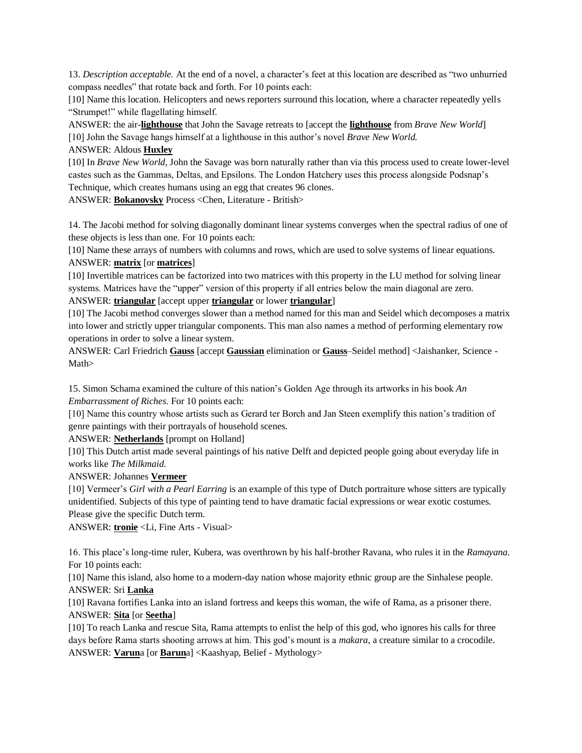13. *Description acceptable.* At the end of a novel, a character's feet at this location are described as "two unhurried compass needles" that rotate back and forth. For 10 points each:

[10] Name this location. Helicopters and news reporters surround this location, where a character repeatedly yells "Strumpet!" while flagellating himself.

ANSWER: the air-**lighthouse** that John the Savage retreats to [accept the **lighthouse** from *Brave New World*]

[10] John the Savage hangs himself at a lighthouse in this author's novel *Brave New World.*

ANSWER: Aldous **Huxley**

[10] In *Brave New World,* John the Savage was born naturally rather than via this process used to create lower-level castes such as the Gammas, Deltas, and Epsilons. The London Hatchery uses this process alongside Podsnap's Technique, which creates humans using an egg that creates 96 clones.

ANSWER: **Bokanovsky** Process <Chen, Literature - British>

14. The Jacobi method for solving diagonally dominant linear systems converges when the spectral radius of one of these objects is less than one. For 10 points each:

[10] Name these arrays of numbers with columns and rows, which are used to solve systems of linear equations.

ANSWER: **matrix** [or **matrices**]

[10] Invertible matrices can be factorized into two matrices with this property in the LU method for solving linear systems. Matrices have the "upper" version of this property if all entries below the main diagonal are zero.

ANSWER: **triangular** [accept upper **triangular** or lower **triangular**]

[10] The Jacobi method converges slower than a method named for this man and Seidel which decomposes a matrix into lower and strictly upper triangular components. This man also names a method of performing elementary row operations in order to solve a linear system.

ANSWER: Carl Friedrich **Gauss** [accept **Gaussian** elimination or **Gauss**–Seidel method] <Jaishanker, Science - Math>

15. Simon Schama examined the culture of this nation's Golden Age through its artworks in his book *An Embarrassment of Riches*. For 10 points each:

[10] Name this country whose artists such as Gerard ter Borch and Jan Steen exemplify this nation's tradition of genre paintings with their portrayals of household scenes.

ANSWER: **Netherlands** [prompt on Holland]

[10] This Dutch artist made several paintings of his native Delft and depicted people going about everyday life in works like *The Milkmaid.*

ANSWER: Johannes **Vermeer**

[10] Vermeer's *Girl with a Pearl Earring* is an example of this type of Dutch portraiture whose sitters are typically unidentified. Subjects of this type of painting tend to have dramatic facial expressions or wear exotic costumes. Please give the specific Dutch term.

ANSWER: **tronie** <Li, Fine Arts - Visual>

16. This place's long-time ruler, Kubera, was overthrown by his half-brother Ravana, who rules it in the *Ramayana*. For 10 points each:

[10] Name this island, also home to a modern-day nation whose majority ethnic group are the Sinhalese people.

ANSWER: Sri **Lanka**

[10] Ravana fortifies Lanka into an island fortress and keeps this woman, the wife of Rama, as a prisoner there.

ANSWER: **Sita** [or **Seetha**]

[10] To reach Lanka and rescue Sita, Rama attempts to enlist the help of this god, who ignores his calls for three days before Rama starts shooting arrows at him. This god's mount is a *makara*, a creature similar to a crocodile.

ANSWER: **Varun**a [or **Barun**a] <Kaashyap, Belief - Mythology>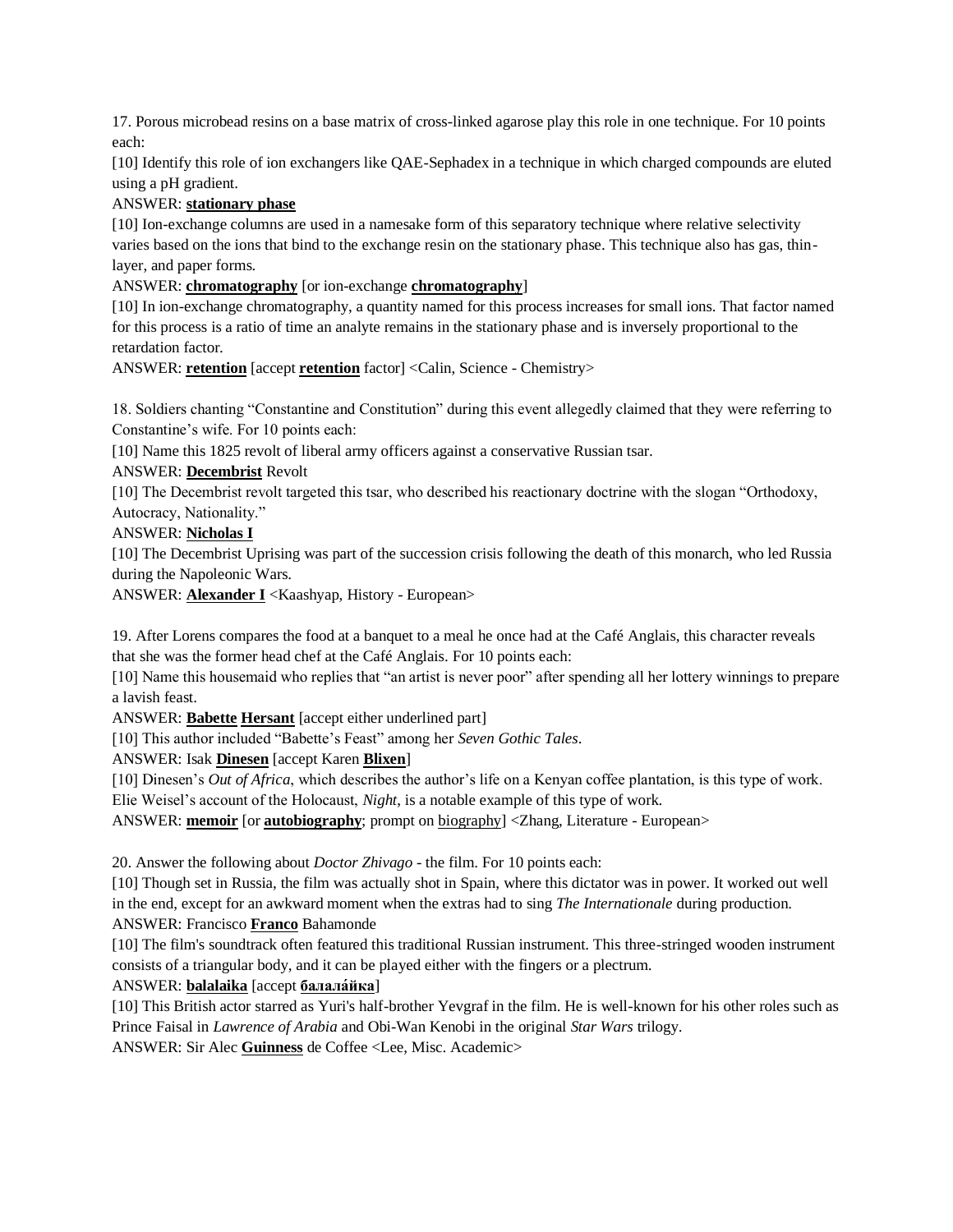17. Porous microbead resins on a base matrix of cross-linked agarose play this role in one technique. For 10 points each:

[10] Identify this role of ion exchangers like QAE-Sephadex in a technique in which charged compounds are eluted using a pH gradient.

ANSWER: **stationary phase**

[10] Ion-exchange columns are used in a namesake form of this separatory technique where relative selectivity varies based on the ions that bind to the exchange resin on the stationary phase. This technique also has gas, thin-layer, and paper forms.

ANSWER: **chromatography** [or ion-exchange **chromatography**]

[10] In ion-exchange chromatography, a quantity named for this process increases for small ions. That factor named for this process is a ratio of time an analyte remains in the stationary phase and is inversely proportional to the retardation factor.

ANSWER: **retention** [accept **retention** factor] <Calin, Science - Chemistry>

18. Soldiers chanting "Constantine and Constitution" during this event allegedly claimed that they were referring to Constantine's wife. For 10 points each:

[10] Name this 1825 revolt of liberal army officers against a conservative Russian tsar.

ANSWER: **Decembrist** Revolt

[10] The Decembrist revolt targeted this tsar, who described his reactionary doctrine with the slogan "Orthodoxy, Autocracy, Nationality."

ANSWER: **Nicholas I**

[10] The Decembrist Uprising was part of the succession crisis following the death of this monarch, who led Russia during the Napoleonic Wars.

ANSWER: **Alexander I** <Kaashyap, History - European>

19. After Lorens compares the food at a banquet to a meal he once had at the Café Anglais, this character reveals that she was the former head chef at the Café Anglais. For 10 points each:

[10] Name this housemaid who replies that "an artist is never poor" after spending all her lottery winnings to prepare a lavish feast.

ANSWER: **Babette** **Hersant** [accept either underlined part]

[10] This author included "Babette's Feast" among her *Seven Gothic Tales*.

ANSWER: Isak **Dinesen** [accept Karen **Blixen**]

[10] Dinesen's *Out of Africa*, which describes the author's life on a Kenyan coffee plantation, is this type of work. Elie Weisel's account of the Holocaust, *Night*, is a notable example of this type of work.

ANSWER: **memoir** [or **autobiography**; prompt on biography] <Zhang, Literature - European>

20. Answer the following about *Doctor Zhivago* - the film. For 10 points each:

[10] Though set in Russia, the film was actually shot in Spain, where this dictator was in power. It worked out well in the end, except for an awkward moment when the extras had to sing *The Internationale* during production.

ANSWER: Francisco **Franco** Bahamonde

[10] The film's soundtrack often featured this traditional Russian instrument. This three-stringed wooden instrument consists of a triangular body, and it can be played either with the fingers or a plectrum.

ANSWER: **balalaika** [accept **балала́йка**]

[10] This British actor starred as Yuri's half-brother Yevgraf in the film. He is well-known for his other roles such as Prince Faisal in *Lawrence of Arabia* and Obi-Wan Kenobi in the original *Star Wars* trilogy.

ANSWER: Sir Alec **Guinness** de Coffee <Lee, Misc. Academic>